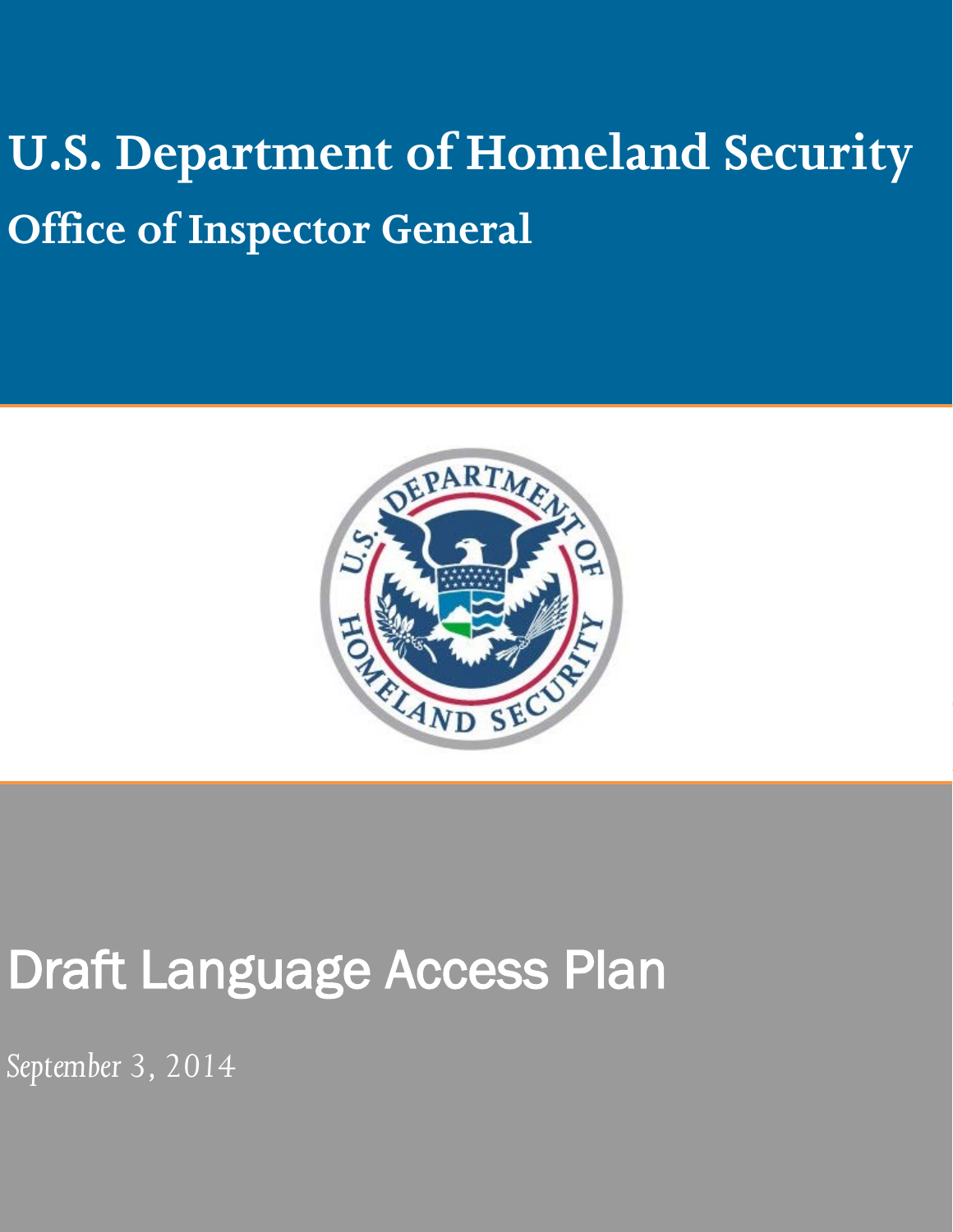# U.S. Department of Homeland Security

## Office of Inspector General

# Draft Language Access Plan

*September 3, 2014*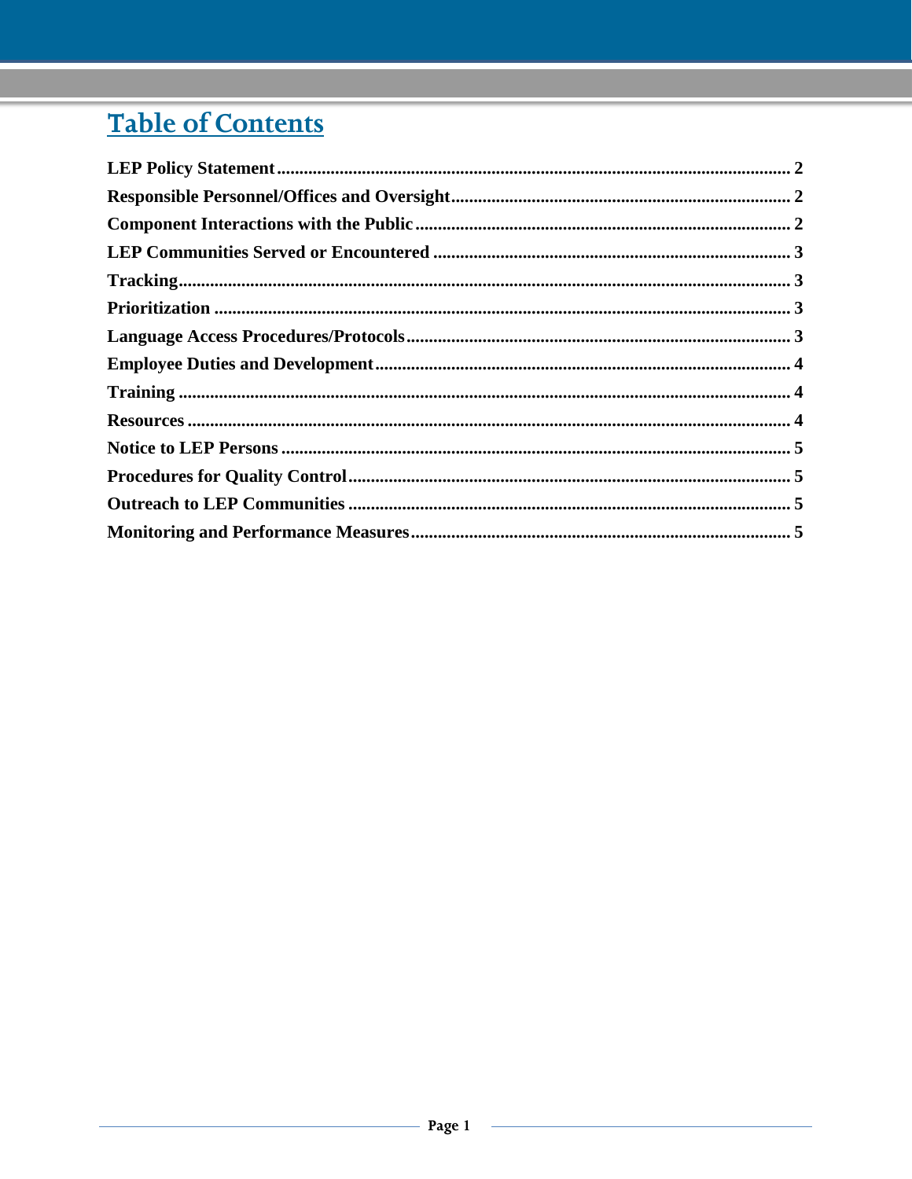# Table of Contents

**LEP Policy Statement** .......... 2
**Responsible Personnel/Offices and Oversight** .......... 2
**Component Interactions with the Public** .......... 2
**LEP Communities Served or Encountered** .......... 3
**Tracking** .......... 3
**Prioritization** .......... 3
**Language Access Procedures/Protocols** .......... 3
**Employee Duties and Development** .......... 4
**Training** .......... 4
**Resources** .......... 4
**Notice to LEP Persons** .......... 5
**Procedures for Quality Control** .......... 5
**Outreach to LEP Communities** .......... 5
**Monitoring and Performance Measures** .......... 5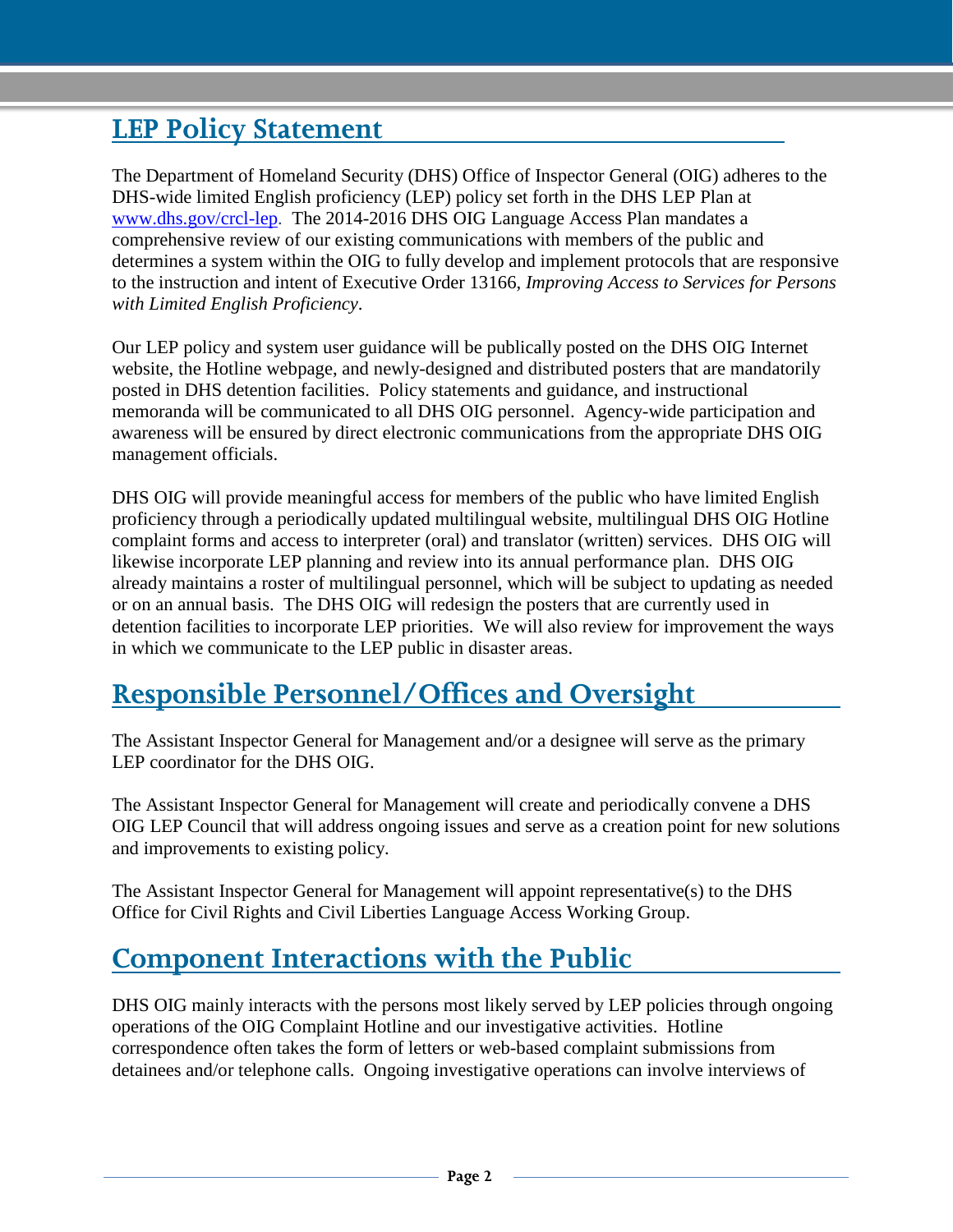## LEP Policy Statement

The Department of Homeland Security (DHS) Office of Inspector General (OIG) adheres to the DHS-wide limited English proficiency (LEP) policy set forth in the DHS LEP Plan at [www.dhs.gov/crcl-lep](www.dhs.gov/crcl-lep). The 2014-2016 DHS OIG Language Access Plan mandates a comprehensive review of our existing communications with members of the public and determines a system within the OIG to fully develop and implement protocols that are responsive to the instruction and intent of Executive Order 13166, *Improving Access to Services for Persons with Limited English Proficiency*.

Our LEP policy and system user guidance will be publically posted on the DHS OIG Internet website, the Hotline webpage, and newly-designed and distributed posters that are mandatorily posted in DHS detention facilities. Policy statements and guidance, and instructional memoranda will be communicated to all DHS OIG personnel. Agency-wide participation and awareness will be ensured by direct electronic communications from the appropriate DHS OIG management officials.

DHS OIG will provide meaningful access for members of the public who have limited English proficiency through a periodically updated multilingual website, multilingual DHS OIG Hotline complaint forms and access to interpreter (oral) and translator (written) services. DHS OIG will likewise incorporate LEP planning and review into its annual performance plan. DHS OIG already maintains a roster of multilingual personnel, which will be subject to updating as needed or on an annual basis. The DHS OIG will redesign the posters that are currently used in detention facilities to incorporate LEP priorities. We will also review for improvement the ways in which we communicate to the LEP public in disaster areas.

## Responsible Personnel/Offices and Oversight

The Assistant Inspector General for Management and/or a designee will serve as the primary LEP coordinator for the DHS OIG.

The Assistant Inspector General for Management will create and periodically convene a DHS OIG LEP Council that will address ongoing issues and serve as a creation point for new solutions and improvements to existing policy.

The Assistant Inspector General for Management will appoint representative(s) to the DHS Office for Civil Rights and Civil Liberties Language Access Working Group.

## Component Interactions with the Public

DHS OIG mainly interacts with the persons most likely served by LEP policies through ongoing operations of the OIG Complaint Hotline and our investigative activities. Hotline correspondence often takes the form of letters or web-based complaint submissions from detainees and/or telephone calls. Ongoing investigative operations can involve interviews of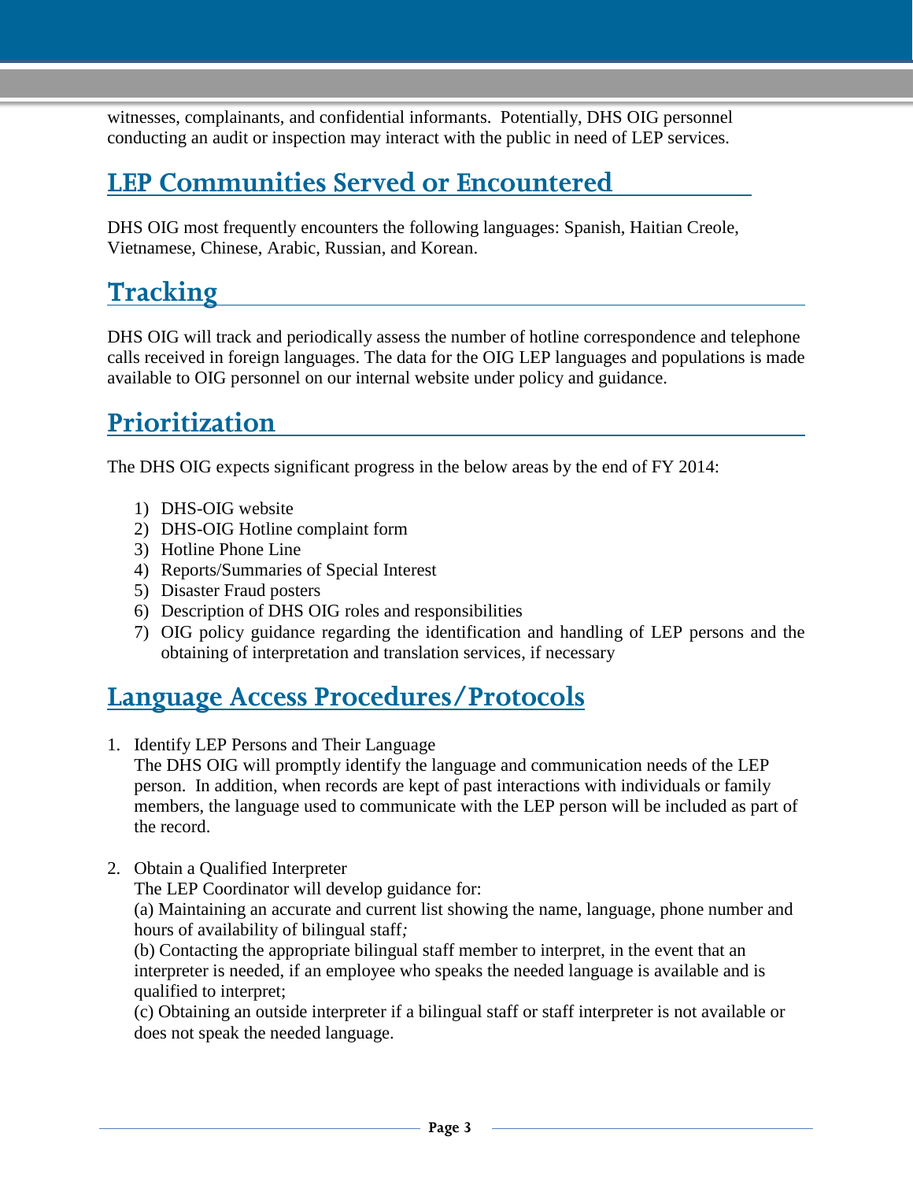witnesses, complainants, and confidential informants. Potentially, DHS OIG personnel conducting an audit or inspection may interact with the public in need of LEP services.

## LEP Communities Served or Encountered

DHS OIG most frequently encounters the following languages: Spanish, Haitian Creole, Vietnamese, Chinese, Arabic, Russian, and Korean.

## Tracking

DHS OIG will track and periodically assess the number of hotline correspondence and telephone calls received in foreign languages. The data for the OIG LEP languages and populations is made available to OIG personnel on our internal website under policy and guidance.

## Prioritization

The DHS OIG expects significant progress in the below areas by the end of FY 2014:

1) DHS-OIG website
2) DHS-OIG Hotline complaint form
3) Hotline Phone Line
4) Reports/Summaries of Special Interest
5) Disaster Fraud posters
6) Description of DHS OIG roles and responsibilities
7) OIG policy guidance regarding the identification and handling of LEP persons and the obtaining of interpretation and translation services, if necessary

## Language Access Procedures/Protocols

1. Identify LEP Persons and Their Language
   The DHS OIG will promptly identify the language and communication needs of the LEP person. In addition, when records are kept of past interactions with individuals or family members, the language used to communicate with the LEP person will be included as part of the record.

2. Obtain a Qualified Interpreter
   The LEP Coordinator will develop guidance for:
   (a) Maintaining an accurate and current list showing the name, language, phone number and hours of availability of bilingual staff*;*
   (b) Contacting the appropriate bilingual staff member to interpret, in the event that an interpreter is needed, if an employee who speaks the needed language is available and is qualified to interpret;
   (c) Obtaining an outside interpreter if a bilingual staff or staff interpreter is not available or does not speak the needed language.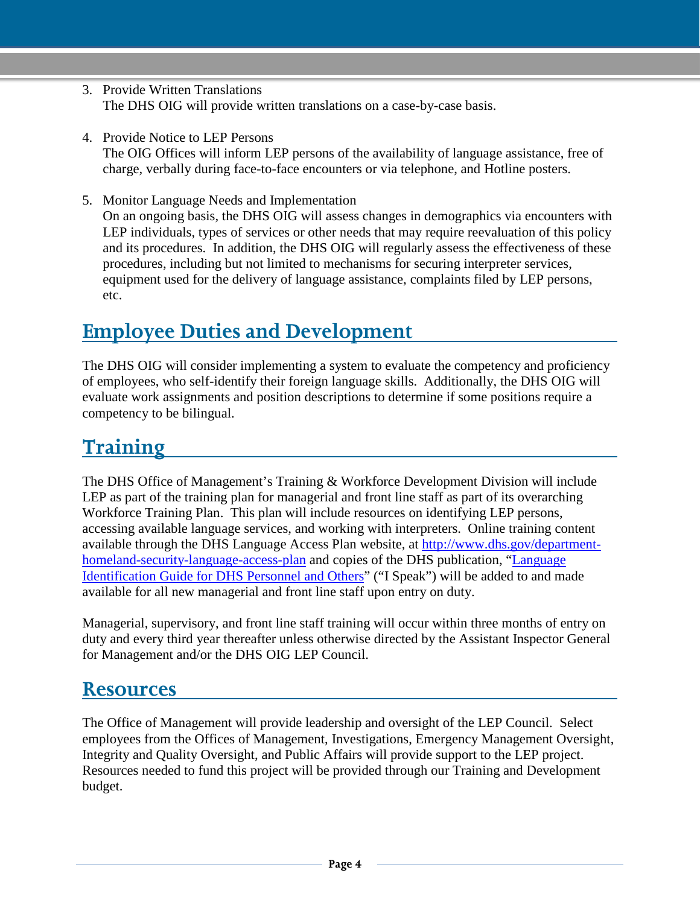3. Provide Written Translations
   The DHS OIG will provide written translations on a case-by-case basis.

4. Provide Notice to LEP Persons
   The OIG Offices will inform LEP persons of the availability of language assistance, free of charge, verbally during face-to-face encounters or via telephone, and Hotline posters.

5. Monitor Language Needs and Implementation
   On an ongoing basis, the DHS OIG will assess changes in demographics via encounters with LEP individuals, types of services or other needs that may require reevaluation of this policy and its procedures. In addition, the DHS OIG will regularly assess the effectiveness of these procedures, including but not limited to mechanisms for securing interpreter services, equipment used for the delivery of language assistance, complaints filed by LEP persons, etc.

## Employee Duties and Development

The DHS OIG will consider implementing a system to evaluate the competency and proficiency of employees, who self-identify their foreign language skills. Additionally, the DHS OIG will evaluate work assignments and position descriptions to determine if some positions require a competency to be bilingual.

## Training

The DHS Office of Management's Training & Workforce Development Division will include LEP as part of the training plan for managerial and front line staff as part of its overarching Workforce Training Plan. This plan will include resources on identifying LEP persons, accessing available language services, and working with interpreters. Online training content available through the DHS Language Access Plan website, at [http://www.dhs.gov/department-homeland-security-language-access-plan](http://www.dhs.gov/department-homeland-security-language-access-plan) and copies of the DHS publication, "Language Identification Guide for DHS Personnel and Others" ("I Speak") will be added to and made available for all new managerial and front line staff upon entry on duty.

Managerial, supervisory, and front line staff training will occur within three months of entry on duty and every third year thereafter unless otherwise directed by the Assistant Inspector General for Management and/or the DHS OIG LEP Council.

## Resources

The Office of Management will provide leadership and oversight of the LEP Council. Select employees from the Offices of Management, Investigations, Emergency Management Oversight, Integrity and Quality Oversight, and Public Affairs will provide support to the LEP project. Resources needed to fund this project will be provided through our Training and Development budget.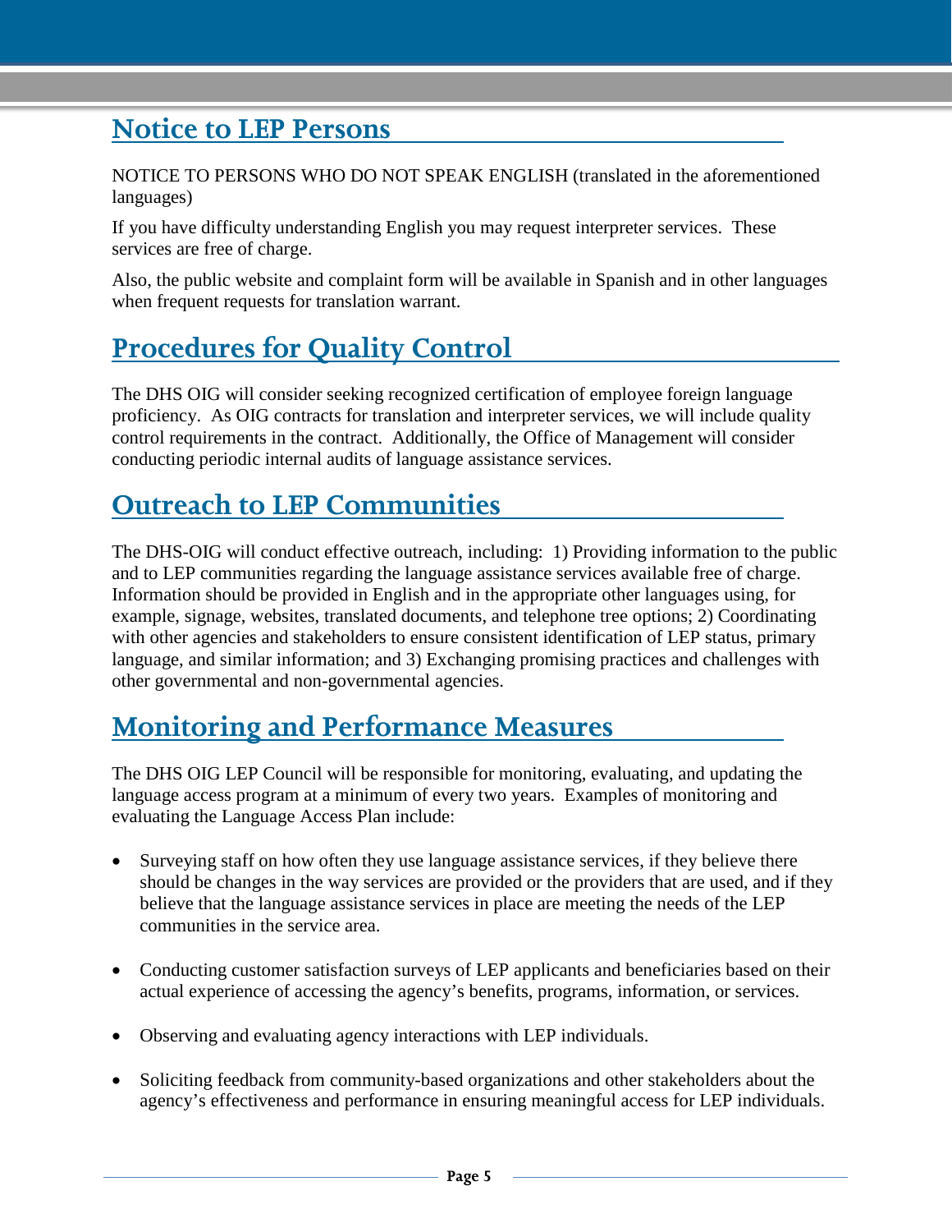## Notice to LEP Persons

NOTICE TO PERSONS WHO DO NOT SPEAK ENGLISH (translated in the aforementioned languages)

If you have difficulty understanding English you may request interpreter services. These services are free of charge.

Also, the public website and complaint form will be available in Spanish and in other languages when frequent requests for translation warrant.

## Procedures for Quality Control

The DHS OIG will consider seeking recognized certification of employee foreign language proficiency. As OIG contracts for translation and interpreter services, we will include quality control requirements in the contract. Additionally, the Office of Management will consider conducting periodic internal audits of language assistance services.

## Outreach to LEP Communities

The DHS-OIG will conduct effective outreach, including: 1) Providing information to the public and to LEP communities regarding the language assistance services available free of charge. Information should be provided in English and in the appropriate other languages using, for example, signage, websites, translated documents, and telephone tree options; 2) Coordinating with other agencies and stakeholders to ensure consistent identification of LEP status, primary language, and similar information; and 3) Exchanging promising practices and challenges with other governmental and non-governmental agencies.

## Monitoring and Performance Measures

The DHS OIG LEP Council will be responsible for monitoring, evaluating, and updating the language access program at a minimum of every two years. Examples of monitoring and evaluating the Language Access Plan include:

- Surveying staff on how often they use language assistance services, if they believe there should be changes in the way services are provided or the providers that are used, and if they believe that the language assistance services in place are meeting the needs of the LEP communities in the service area.
- Conducting customer satisfaction surveys of LEP applicants and beneficiaries based on their actual experience of accessing the agency's benefits, programs, information, or services.
- Observing and evaluating agency interactions with LEP individuals.
- Soliciting feedback from community-based organizations and other stakeholders about the agency's effectiveness and performance in ensuring meaningful access for LEP individuals.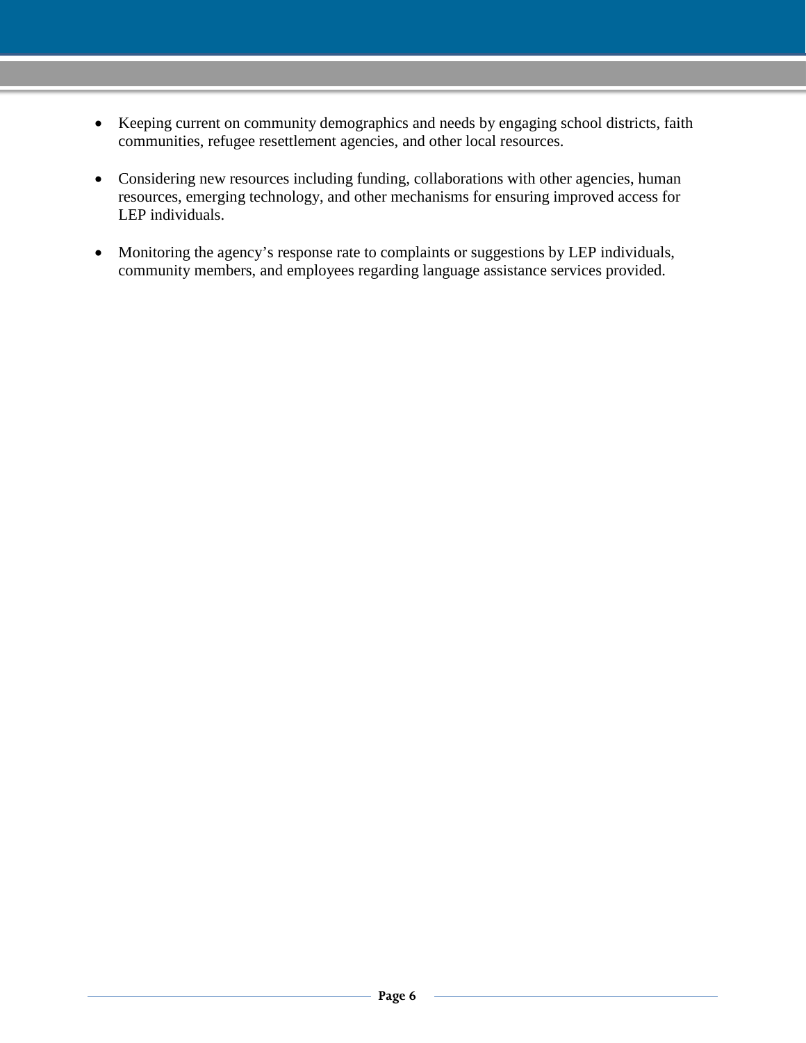- Keeping current on community demographics and needs by engaging school districts, faith communities, refugee resettlement agencies, and other local resources.

- Considering new resources including funding, collaborations with other agencies, human resources, emerging technology, and other mechanisms for ensuring improved access for LEP individuals.

- Monitoring the agency's response rate to complaints or suggestions by LEP individuals, community members, and employees regarding language assistance services provided.